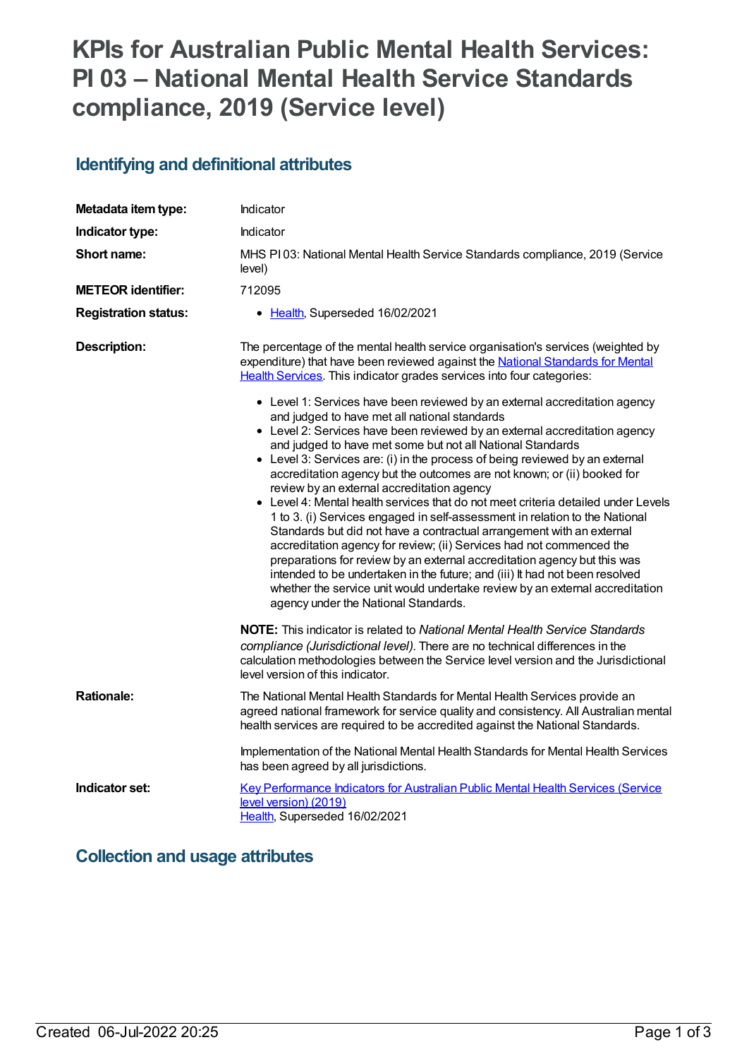# KPIs for Australian Public Mental Health Services: PI 03 – National Mental Health Service Standards compliance, 2019 (Service level)

## Identifying and definitional attributes

| | |
|---|---|
| **Metadata item type:** | Indicator |
| **Indicator type:** | Indicator |
| **Short name:** | MHS PI 03: National Mental Health Service Standards compliance, 2019 (Service level) |
| **METEOR identifier:** | 712095 |
| **Registration status:** | • Health, Superseded 16/02/2021 |

**Description:**

The percentage of the mental health service organisation's services (weighted by expenditure) that have been reviewed against the National Standards for Mental Health Services. This indicator grades services into four categories:

- Level 1: Services have been reviewed by an external accreditation agency and judged to have met all national standards
- Level 2: Services have been reviewed by an external accreditation agency and judged to have met some but not all National Standards
- Level 3: Services are: (i) in the process of being reviewed by an external accreditation agency but the outcomes are not known; or (ii) booked for review by an external accreditation agency
- Level 4: Mental health services that do not meet criteria detailed under Levels 1 to 3. (i) Services engaged in self-assessment in relation to the National Standards but did not have a contractual arrangement with an external accreditation agency for review; (ii) Services had not commenced the preparations for review by an external accreditation agency but this was intended to be undertaken in the future; and (iii) It had not been resolved whether the service unit would undertake review by an external accreditation agency under the National Standards.

**NOTE:** This indicator is related to *National Mental Health Service Standards compliance (Jurisdictional level).* There are no technical differences in the calculation methodologies between the Service level version and the Jurisdictional level version of this indicator.

**Rationale:**

The National Mental Health Standards for Mental Health Services provide an agreed national framework for service quality and consistency. All Australian mental health services are required to be accredited against the National Standards.

Implementation of the National Mental Health Standards for Mental Health Services has been agreed by all jurisdictions.

**Indicator set:**

Key Performance Indicators for Australian Public Mental Health Services (Service level version) (2019)
Health, Superseded 16/02/2021

## Collection and usage attributes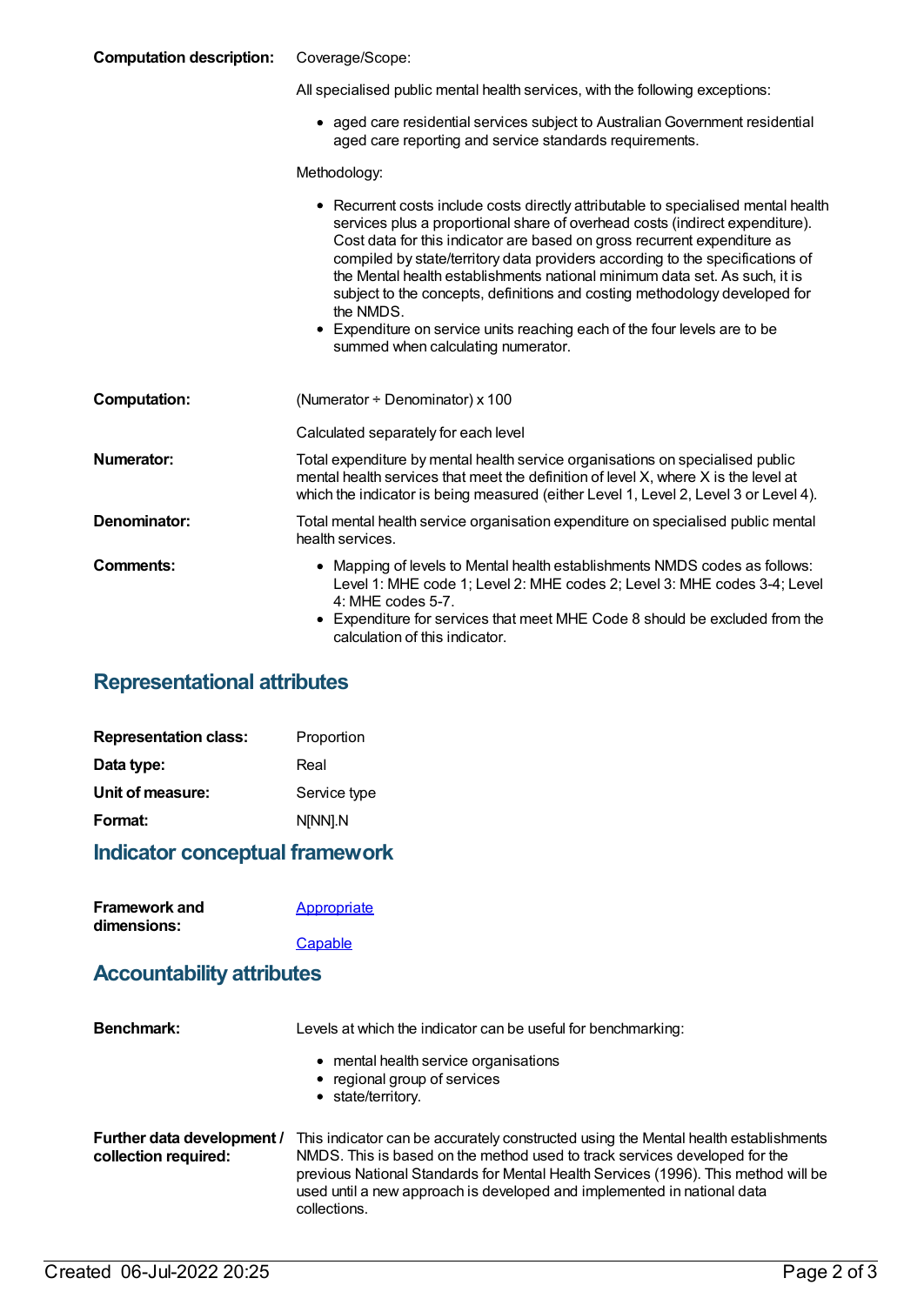**Computation description:** Coverage/Scope:

All specialised public mental health services, with the following exceptions:

- aged care residential services subject to Australian Government residential aged care reporting and service standards requirements.

Methodology:

- Recurrent costs include costs directly attributable to specialised mental health services plus a proportional share of overhead costs (indirect expenditure). Cost data for this indicator are based on gross recurrent expenditure as compiled by state/territory data providers according to the specifications of the Mental health establishments national minimum data set. As such, it is subject to the concepts, definitions and costing methodology developed for the NMDS.
- Expenditure on service units reaching each of the four levels are to be summed when calculating numerator.

**Computation:** (Numerator ÷ Denominator) x 100

Calculated separately for each level

**Numerator:** Total expenditure by mental health service organisations on specialised public mental health services that meet the definition of level X, where X is the level at which the indicator is being measured (either Level 1, Level 2, Level 3 or Level 4).

**Denominator:** Total mental health service organisation expenditure on specialised public mental health services.

**Comments:**

- Mapping of levels to Mental health establishments NMDS codes as follows: Level 1: MHE code 1; Level 2: MHE codes 2; Level 3: MHE codes 3-4; Level 4: MHE codes 5-7.
- Expenditure for services that meet MHE Code 8 should be excluded from the calculation of this indicator.

## Representational attributes

**Representation class:** Proportion

**Data type:** Real

**Unit of measure:** Service type

**Format:** N[NN].N

## Indicator conceptual framework

**Framework and dimensions:** Appropriate

Capable

## Accountability attributes

**Benchmark:** Levels at which the indicator can be useful for benchmarking:

- mental health service organisations
- regional group of services
- state/territory.

**Further data development / collection required:** This indicator can be accurately constructed using the Mental health establishments NMDS. This is based on the method used to track services developed for the previous National Standards for Mental Health Services (1996). This method will be used until a new approach is developed and implemented in national data collections.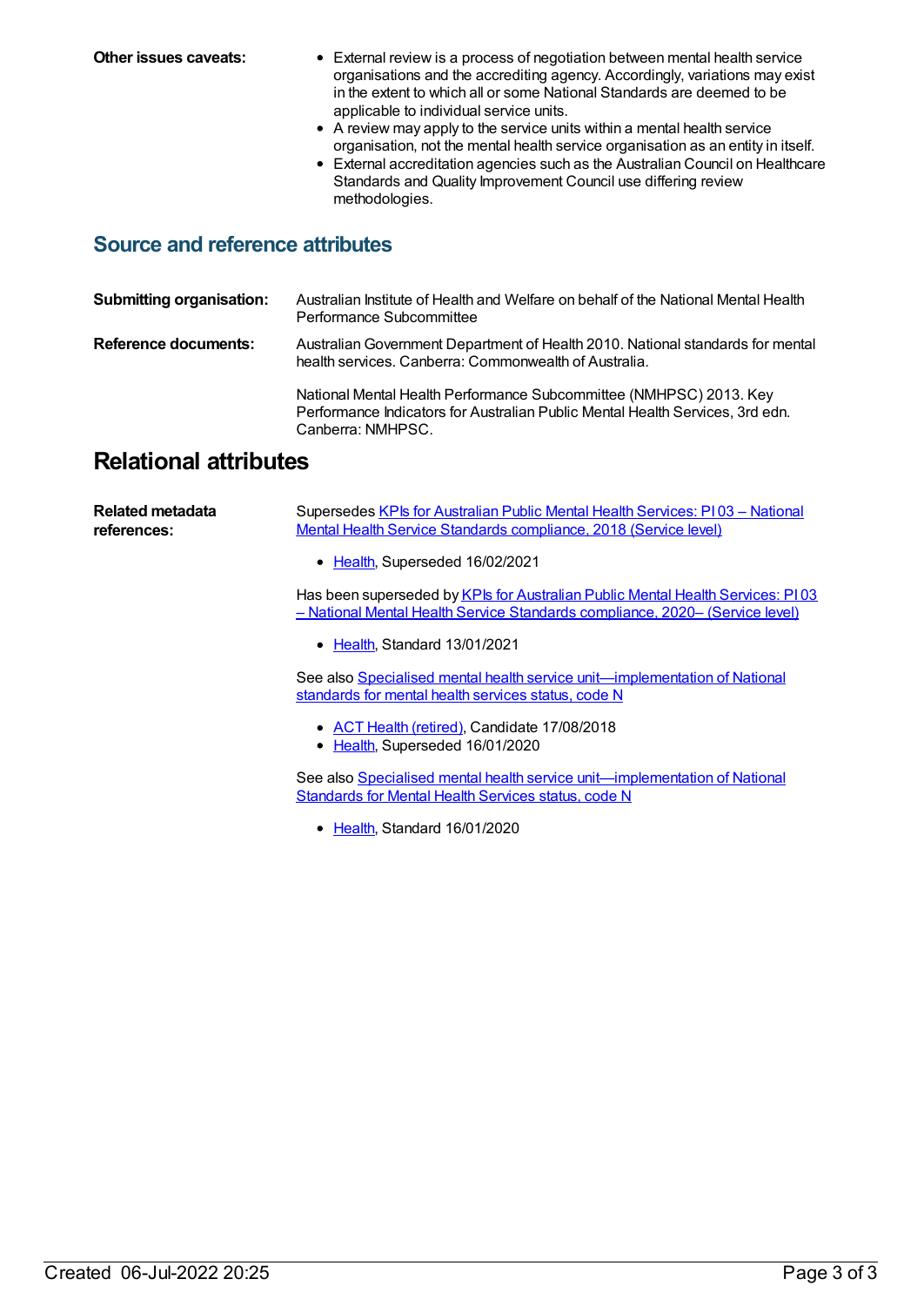**Other issues caveats:**

- External review is a process of negotiation between mental health service organisations and the accrediting agency. Accordingly, variations may exist in the extent to which all or some National Standards are deemed to be applicable to individual service units.
- A review may apply to the service units within a mental health service organisation, not the mental health service organisation as an entity in itself.
- External accreditation agencies such as the Australian Council on Healthcare Standards and Quality Improvement Council use differing review methodologies.

## Source and reference attributes

**Submitting organisation:** Australian Institute of Health and Welfare on behalf of the National Mental Health Performance Subcommittee

**Reference documents:** Australian Government Department of Health 2010. National standards for mental health services. Canberra: Commonwealth of Australia.

National Mental Health Performance Subcommittee (NMHPSC) 2013. Key Performance Indicators for Australian Public Mental Health Services, 3rd edn. Canberra: NMHPSC.

# Relational attributes

**Related metadata references:**

Supersedes KPIs for Australian Public Mental Health Services: PI 03 – National Mental Health Service Standards compliance, 2018 (Service level)

- Health, Superseded 16/02/2021

Has been superseded by KPIs for Australian Public Mental Health Services: PI 03 – National Mental Health Service Standards compliance, 2020– (Service level)

- Health, Standard 13/01/2021

See also Specialised mental health service unit—implementation of National standards for mental health services status, code N

- ACT Health (retired), Candidate 17/08/2018
- Health, Superseded 16/01/2020

See also Specialised mental health service unit—implementation of National Standards for Mental Health Services status, code N

- Health, Standard 16/01/2020